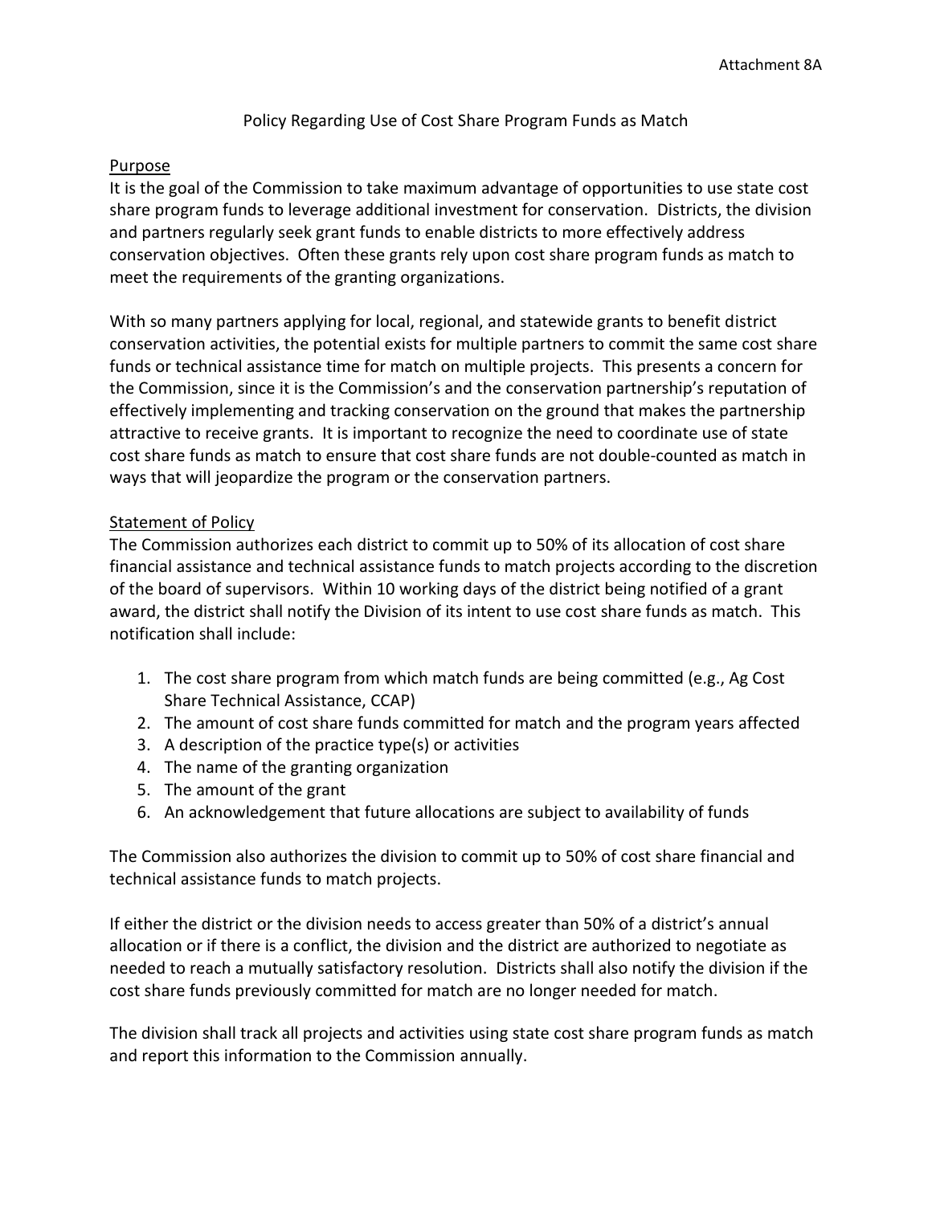Attachment 8A

# Policy Regarding Use of Cost Share Program Funds as Match

## Purpose

It is the goal of the Commission to take maximum advantage of opportunities to use state cost share program funds to leverage additional investment for conservation. Districts, the division and partners regularly seek grant funds to enable districts to more effectively address conservation objectives. Often these grants rely upon cost share program funds as match to meet the requirements of the granting organizations.

With so many partners applying for local, regional, and statewide grants to benefit district conservation activities, the potential exists for multiple partners to commit the same cost share funds or technical assistance time for match on multiple projects. This presents a concern for the Commission, since it is the Commission's and the conservation partnership's reputation of effectively implementing and tracking conservation on the ground that makes the partnership attractive to receive grants. It is important to recognize the need to coordinate use of state cost share funds as match to ensure that cost share funds are not double-counted as match in ways that will jeopardize the program or the conservation partners.

## Statement of Policy

The Commission authorizes each district to commit up to 50% of its allocation of cost share financial assistance and technical assistance funds to match projects according to the discretion of the board of supervisors. Within 10 working days of the district being notified of a grant award, the district shall notify the Division of its intent to use cost share funds as match. This notification shall include:

1. The cost share program from which match funds are being committed (e.g., Ag Cost Share Technical Assistance, CCAP)
2. The amount of cost share funds committed for match and the program years affected
3. A description of the practice type(s) or activities
4. The name of the granting organization
5. The amount of the grant
6. An acknowledgement that future allocations are subject to availability of funds

The Commission also authorizes the division to commit up to 50% of cost share financial and technical assistance funds to match projects.

If either the district or the division needs to access greater than 50% of a district's annual allocation or if there is a conflict, the division and the district are authorized to negotiate as needed to reach a mutually satisfactory resolution. Districts shall also notify the division if the cost share funds previously committed for match are no longer needed for match.

The division shall track all projects and activities using state cost share program funds as match and report this information to the Commission annually.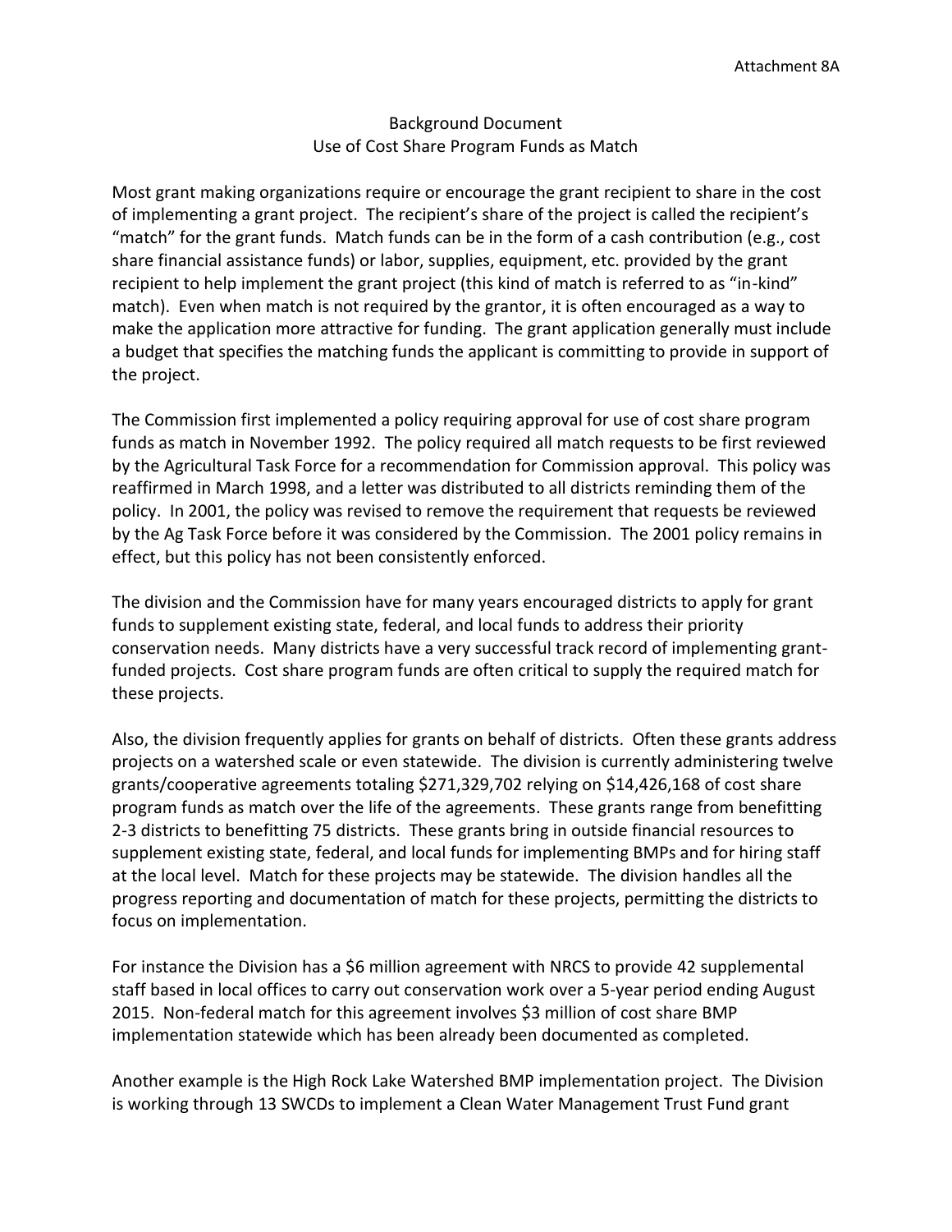Attachment 8A

Background Document
Use of Cost Share Program Funds as Match

Most grant making organizations require or encourage the grant recipient to share in the cost of implementing a grant project. The recipient's share of the project is called the recipient's "match" for the grant funds. Match funds can be in the form of a cash contribution (e.g., cost share financial assistance funds) or labor, supplies, equipment, etc. provided by the grant recipient to help implement the grant project (this kind of match is referred to as "in-kind" match). Even when match is not required by the grantor, it is often encouraged as a way to make the application more attractive for funding. The grant application generally must include a budget that specifies the matching funds the applicant is committing to provide in support of the project.

The Commission first implemented a policy requiring approval for use of cost share program funds as match in November 1992. The policy required all match requests to be first reviewed by the Agricultural Task Force for a recommendation for Commission approval. This policy was reaffirmed in March 1998, and a letter was distributed to all districts reminding them of the policy. In 2001, the policy was revised to remove the requirement that requests be reviewed by the Ag Task Force before it was considered by the Commission. The 2001 policy remains in effect, but this policy has not been consistently enforced.

The division and the Commission have for many years encouraged districts to apply for grant funds to supplement existing state, federal, and local funds to address their priority conservation needs. Many districts have a very successful track record of implementing grant-funded projects. Cost share program funds are often critical to supply the required match for these projects.

Also, the division frequently applies for grants on behalf of districts. Often these grants address projects on a watershed scale or even statewide. The division is currently administering twelve grants/cooperative agreements totaling $271,329,702 relying on $14,426,168 of cost share program funds as match over the life of the agreements. These grants range from benefitting 2-3 districts to benefitting 75 districts. These grants bring in outside financial resources to supplement existing state, federal, and local funds for implementing BMPs and for hiring staff at the local level. Match for these projects may be statewide. The division handles all the progress reporting and documentation of match for these projects, permitting the districts to focus on implementation.

For instance the Division has a $6 million agreement with NRCS to provide 42 supplemental staff based in local offices to carry out conservation work over a 5-year period ending August 2015. Non-federal match for this agreement involves $3 million of cost share BMP implementation statewide which has been already been documented as completed.

Another example is the High Rock Lake Watershed BMP implementation project. The Division is working through 13 SWCDs to implement a Clean Water Management Trust Fund grant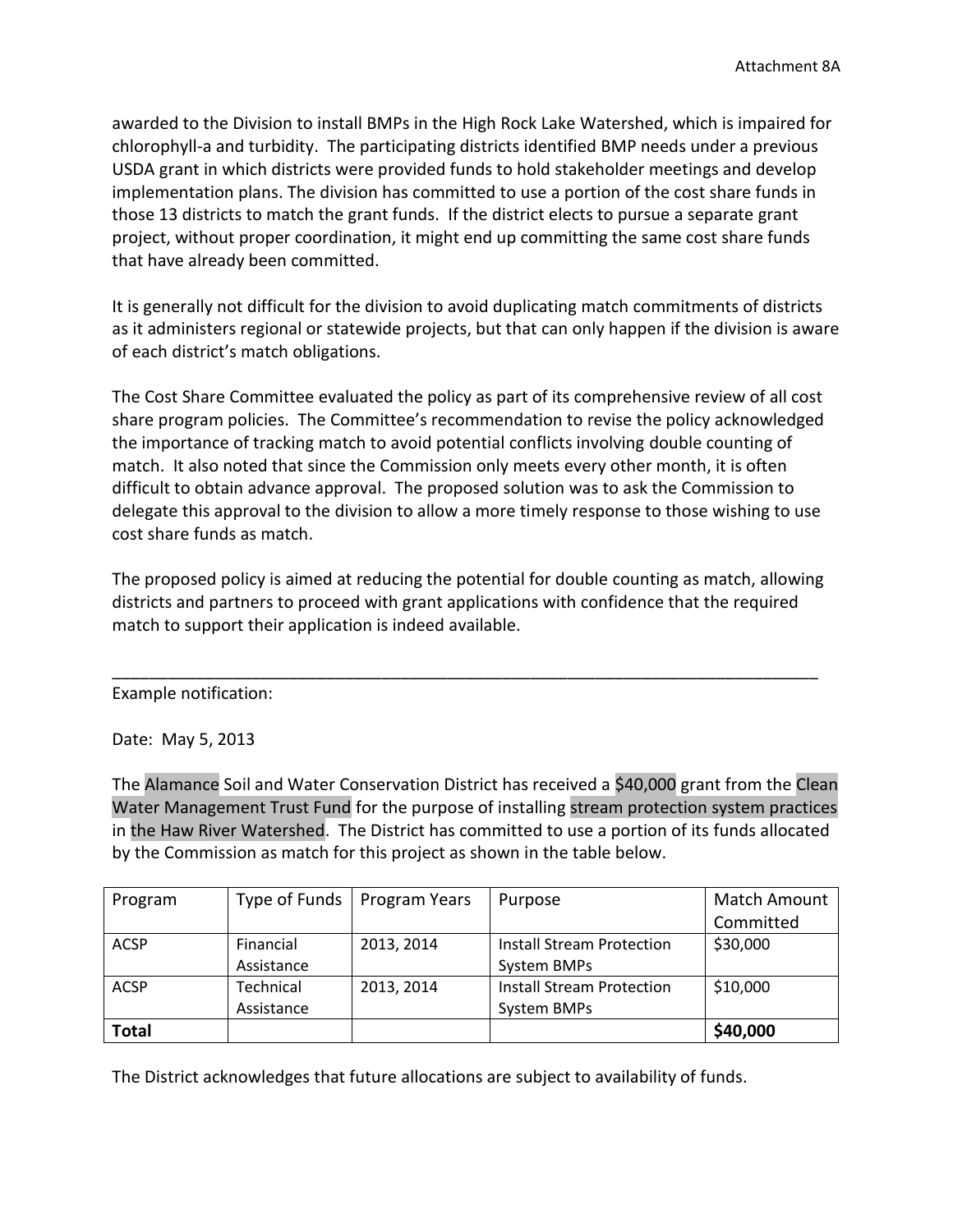awarded to the Division to install BMPs in the High Rock Lake Watershed, which is impaired for chlorophyll-a and turbidity. The participating districts identified BMP needs under a previous USDA grant in which districts were provided funds to hold stakeholder meetings and develop implementation plans. The division has committed to use a portion of the cost share funds in those 13 districts to match the grant funds. If the district elects to pursue a separate grant project, without proper coordination, it might end up committing the same cost share funds that have already been committed.

It is generally not difficult for the division to avoid duplicating match commitments of districts as it administers regional or statewide projects, but that can only happen if the division is aware of each district's match obligations.

The Cost Share Committee evaluated the policy as part of its comprehensive review of all cost share program policies. The Committee's recommendation to revise the policy acknowledged the importance of tracking match to avoid potential conflicts involving double counting of match. It also noted that since the Commission only meets every other month, it is often difficult to obtain advance approval. The proposed solution was to ask the Commission to delegate this approval to the division to allow a more timely response to those wishing to use cost share funds as match.

The proposed policy is aimed at reducing the potential for double counting as match, allowing districts and partners to proceed with grant applications with confidence that the required match to support their application is indeed available.

---

Example notification:

Date: May 5, 2013

The Alamance Soil and Water Conservation District has received a $40,000 grant from the Clean Water Management Trust Fund for the purpose of installing stream protection system practices in the Haw River Watershed. The District has committed to use a portion of its funds allocated by the Commission as match for this project as shown in the table below.

| Program | Type of Funds | Program Years | Purpose | Match Amount Committed |
|---|---|---|---|---|
| ACSP | Financial Assistance | 2013, 2014 | Install Stream Protection System BMPs | $30,000 |
| ACSP | Technical Assistance | 2013, 2014 | Install Stream Protection System BMPs | $10,000 |
| **Total** | | | | **$40,000** |

The District acknowledges that future allocations are subject to availability of funds.